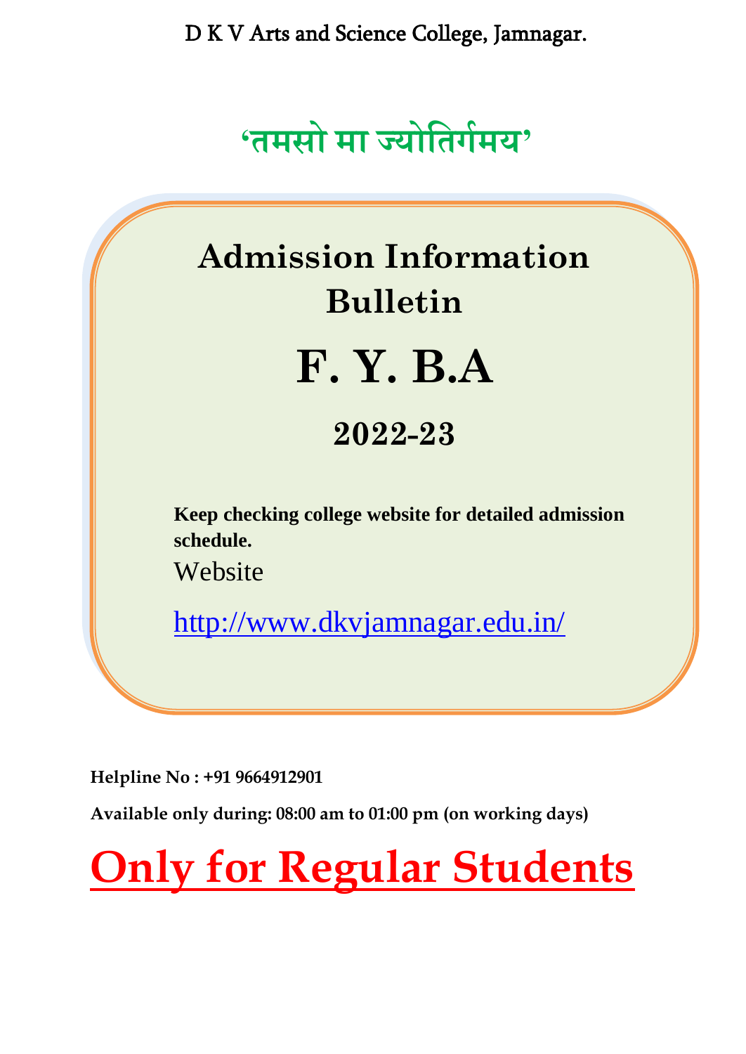D K V Arts and Science College, Jamnagar.

## 'तमसो मा ज्योतिर्गमय'

# Admission Information Bulletin

# F. Y. B.A

## 2022-23

**Keep checking college website for detailed admission schedule.**

Website

http://www.dkvjamnagar.edu.in/

**Helpline No : +91 9664912901**

**Available only during: 08:00 am to 01:00 pm (on working days)**

# Only for Regular Students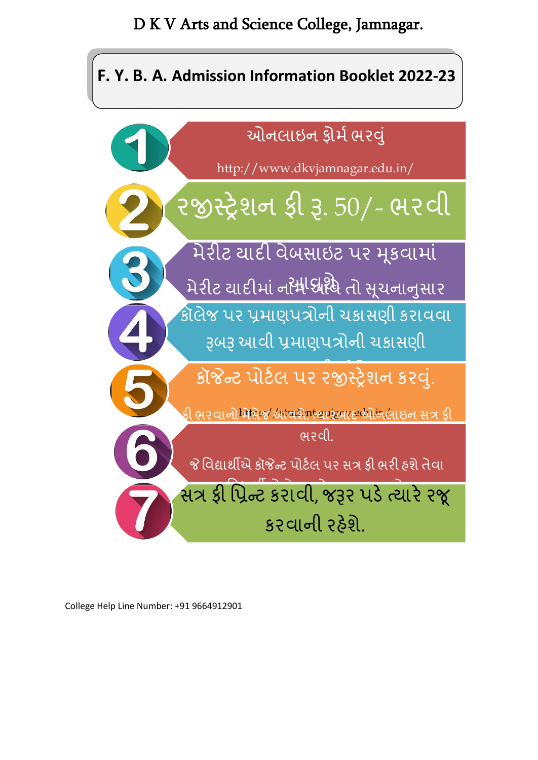# D K V Arts and Science College, Jamnagar.

## F. Y. B. A. Admission Information Booklet 2022-23

1. ઓનલાઇન ફોર્મ ભરવું

   http://www.dkvjamnagar.edu.in/

2. રજીસ્ટ્રેશન ફી રૂ. 50/- ભરવી

3. મેરીટ યાદી વેબસાઇટ પર મૂકવામાં આવશે

   મેરીટ યાદીમાં નામ આવે તો સૂચનાનુસાર

4. કૉલેજ પર પ્રમાણપત્રોની ચકાસણી કરાવવા રૂબરૂ આવી પ્રમાણપત્રોની ચકાસણી

5. કૉજેન્ટ પોર્ટલ પર રજીસ્ટ્રેશન કરવું.

   https://student.gujgov.edu.in/

   ફી ભરવાનો મેસેજ આવશે ત્યારબાદ ઓનલાઇન સત્ર ફી ભરવી.

6. જે વિદ્યાર્થીએ કૉજેન્ટ પોર્ટલ પર સત્ર ફી ભરી હશે તેવા

7. સત્ર ફી પ્રિન્ટ કરાવી, જરૂર પડે ત્યારે રજૂ કરવાની રહેશે.

College Help Line Number: +91 9664912901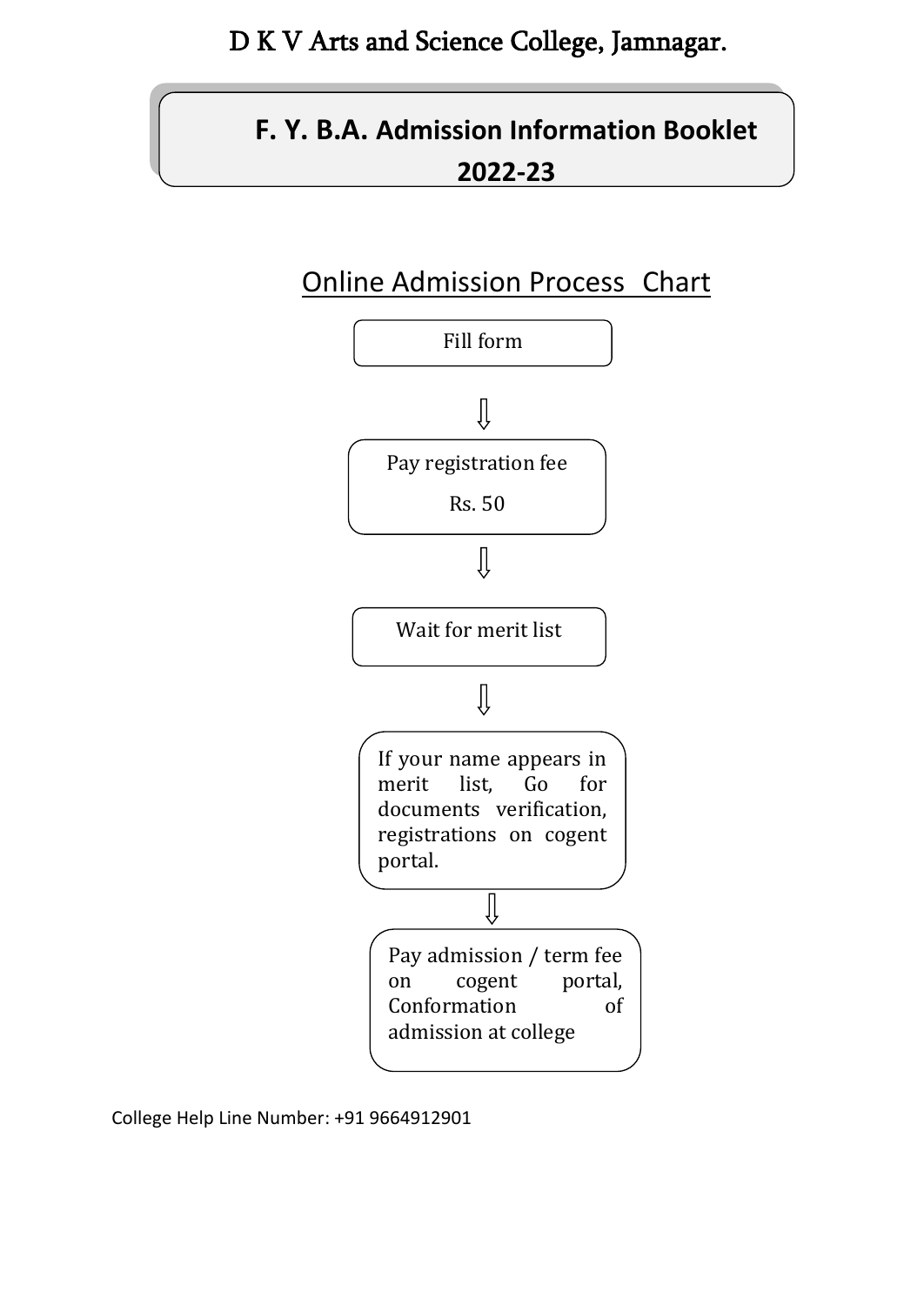# D K V Arts and Science College, Jamnagar.

## F. Y. B.A. Admission Information Booklet 2022-23

### Online Admission Process Chart

Fill form

⇓

Pay registration fee

Rs. 50

⇓

Wait for merit list

⇓

If your name appears in merit list, Go for documents verification, registrations on cogent portal.

⇓

Pay admission / term fee on cogent portal, Conformation of admission at college

College Help Line Number: +91 9664912901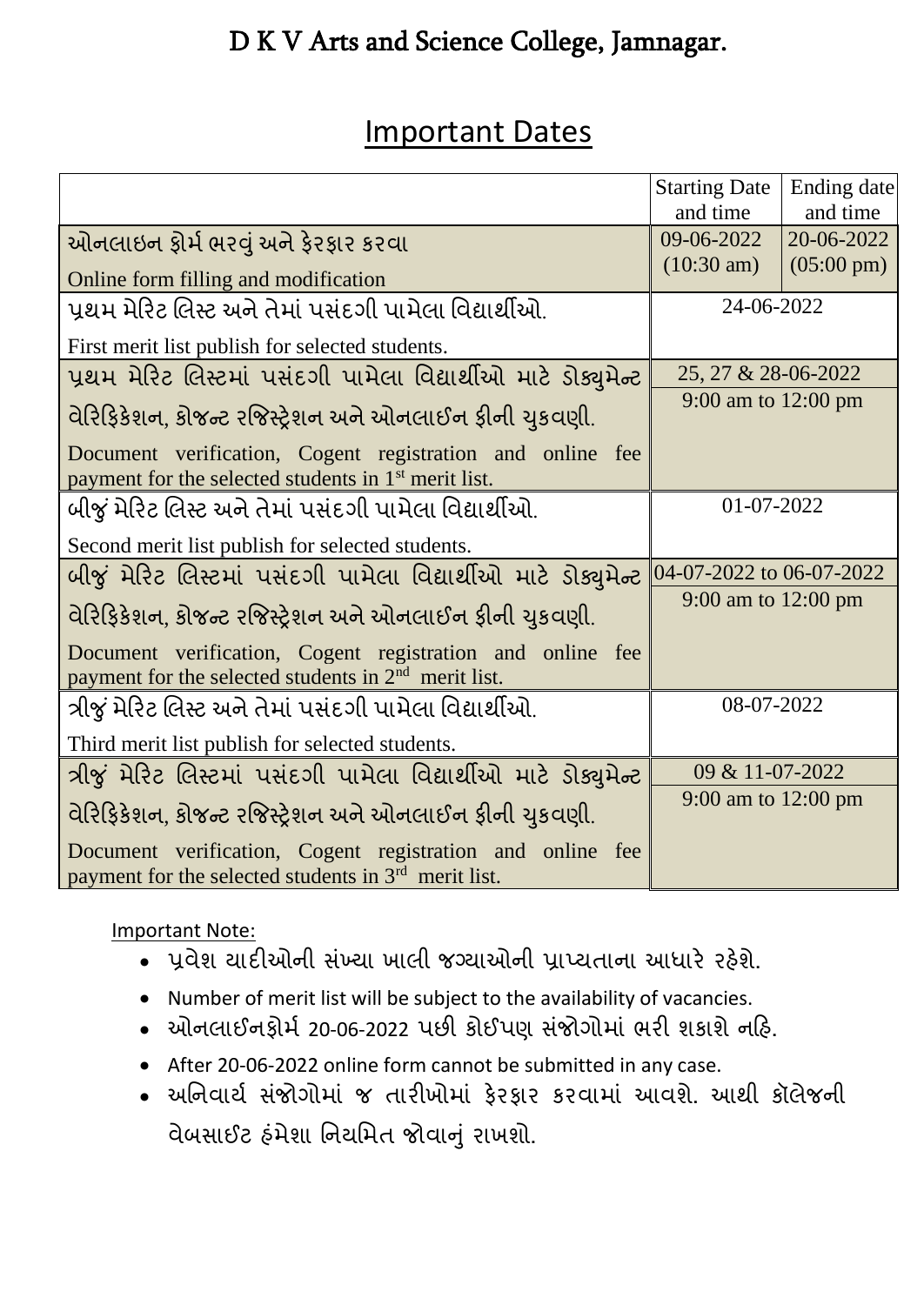# D K V Arts and Science College, Jamnagar.

## Important Dates

| | Starting Date and time | Ending date and time |
|---|---|---|
| ઓનલાઇન ફોર્મ ભરવું અને ફેરફાર કરવા<br>Online form filling and modification | 09-06-2022<br>(10:30 am) | 20-06-2022<br>(05:00 pm) |
| પ્રથમ મેરિટ લિસ્ટ અને તેમાં પસંદગી પામેલા વિદ્યાર્થીઓ.<br>First merit list publish for selected students. | 24-06-2022 | |
| પ્રથમ મેરિટ લિસ્ટમાં પસંદગી પામેલા વિદ્યાર્થીઓ માટે ડોક્યુમેન્ટ વેરિફિકેશન, કોજન્ટ રજિસ્ટ્રેશન અને ઓનલાઈન ફીની ચુકવણી.<br>Document verification, Cogent registration and online fee payment for the selected students in 1st merit list. | 25, 27 & 28-06-2022<br>9:00 am to 12:00 pm | |
| બીજું મેરિટ લિસ્ટ અને તેમાં પસંદગી પામેલા વિદ્યાર્થીઓ.<br>Second merit list publish for selected students. | 01-07-2022 | |
| બીજું મેરિટ લિસ્ટમાં પસંદગી પામેલા વિદ્યાર્થીઓ માટે ડોક્યુમેન્ટ વેરિફિકેશન, કોજન્ટ રજિસ્ટ્રેશન અને ઓનલાઈન ફીની ચુકવણી.<br>Document verification, Cogent registration and online fee payment for the selected students in 2nd merit list. | 04-07-2022 to 06-07-2022<br>9:00 am to 12:00 pm | |
| ત્રીજું મેરિટ લિસ્ટ અને તેમાં પસંદગી પામેલા વિદ્યાર્થીઓ.<br>Third merit list publish for selected students. | 08-07-2022 | |
| ત્રીજું મેરિટ લિસ્ટમાં પસંદગી પામેલા વિદ્યાર્થીઓ માટે ડોક્યુમેન્ટ વેરિફિકેશન, કોજન્ટ રજિસ્ટ્રેશન અને ઓનલાઈન ફીની ચુકવણી.<br>Document verification, Cogent registration and online fee payment for the selected students in 3rd merit list. | 09 & 11-07-2022<br>9:00 am to 12:00 pm | |

Important Note:

- પ્રવેશ યાદીઓની સંખ્યા ખાલી જગ્યાઓની પ્રાપ્યતાના આધારે રહેશે.
- Number of merit list will be subject to the availability of vacancies.
- ઓનલાઈનફોર્મ 20-06-2022 પછી કોઈપણ સંજોગોમાં ભરી શકાશે નહિ.
- After 20-06-2022 online form cannot be submitted in any case.
- અનિવાર્ય સંજોગોમાં જ તારીખોમાં ફેરફાર કરવામાં આવશે. આથી કૉલેજની વેબસાઈટ હંમેશા નિયમિત જોવાનું રાખશો.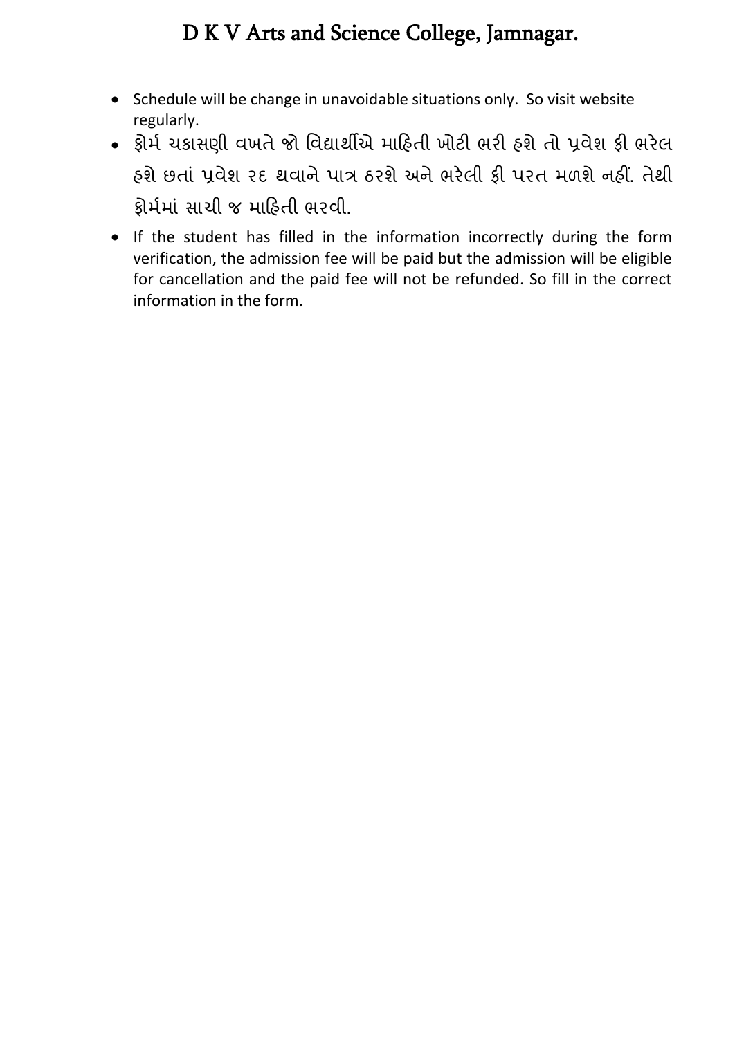# D K V Arts and Science College, Jamnagar.

- Schedule will be change in unavoidable situations only. So visit website regularly.
- ફોર્મ ચકાસણી વખતે જો વિદ્યાર્થીએ માહિતી ખોટી ભરી હશે તો પ્રવેશ ફી ભરેલ હશે છતાં પ્રવેશ રદ થવાને પાત્ર ઠરશે અને ભરેલી ફી પરત મળશે નહીં. તેથી ફોર્મમાં સાચી જ માહિતી ભરવી.
- If the student has filled in the information incorrectly during the form verification, the admission fee will be paid but the admission will be eligible for cancellation and the paid fee will not be refunded. So fill in the correct information in the form.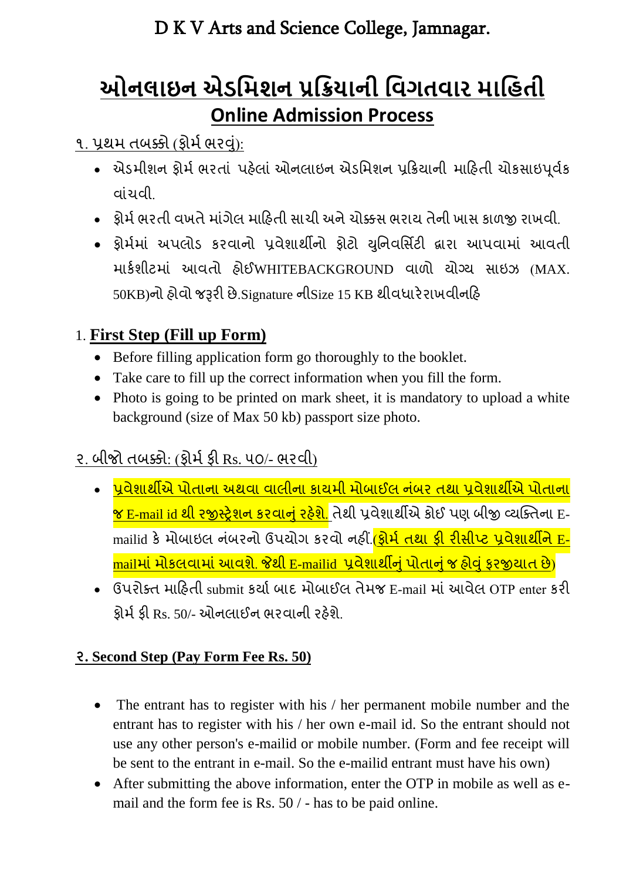## D K V Arts and Science College, Jamnagar.

# ઓનલાઇન એડમિશન પ્રક્રિયાની વિગતવાર માહિતી

## Online Admission Process

### ૧. પ્રથમ તબક્કો (ફોર્મ ભરવું):

- એડમીશન ફોર્મ ભરતાં પહેલાં ઓનલાઇન એડમિશન પ્રક્રિયાની માહિતી ચોકસાઇપૂર્વક વાંચવી.
- ફોર્મ ભરતી વખતે માંગેલ માહિતી સાચી અને ચોક્કસ ભરાય તેની ખાસ કાળજી રાખવી.
- ફોર્મમાં અપલોડ કરવાનો પ્રવેશાર્થીનો ફોટો યુનિવર્સિટી દ્વારા આપવામાં આવતી માર્કશીટમાં આવતો હોઈWHITEBACKGROUND વાળો યોગ્ય સાઇઝ (MAX. 50KB)નો હોવો જરૂરી છે.Signature નીSize 15 KB થીવધારેરાખવીનહિ

### 1. **First Step (Fill up Form)**

- Before filling application form go thoroughly to the booklet.
- Take care to fill up the correct information when you fill the form.
- Photo is going to be printed on mark sheet, it is mandatory to upload a white background (size of Max 50 kb) passport size photo.

### ૨. બીજો તબક્કો: (ફોર્મ ફી Rs. ૫૦/- ભરવી)

- **પ્રવેશાર્થીએ પોતાના અથવા વાલીના કાયમી મોબાઈલ નંબર તથા પ્રવેશાર્થીએ પોતાના જ E-mail id થી રજીસ્ટ્રેશન કરવાનું રહેશે.** તેથી પ્રવેશાર્થીએ કોઈ પણ બીજી વ્યક્તિના E-mailid કે મોબાઇલ નંબરનો ઉપયોગ કરવો નહીં.(**ફોર્મ તથા ફી રીસીપ્ટ પ્રવેશાર્થીને E-mailમાં મોકલવામાં આવશે. જેથી E-mailid પ્રવેશાર્થીનું પોતાનું જ હોવું ફરજીયાત છે**)
- ઉપરોક્ત માહિતી submit કર્યા બાદ મોબાઈલ તેમજ E-mail માં આવેલ OTP enter કરી ફોર્મ ફી Rs. 50/- ઓનલાઈન ભરવાની રહેશે.

### **૨. Second Step (Pay Form Fee Rs. 50)**

- The entrant has to register with his / her permanent mobile number and the entrant has to register with his / her own e-mail id. So the entrant should not use any other person's e-mailid or mobile number. (Form and fee receipt will be sent to the entrant in e-mail. So the e-mailid entrant must have his own)
- After submitting the above information, enter the OTP in mobile as well as e-mail and the form fee is Rs. 50 / - has to be paid online.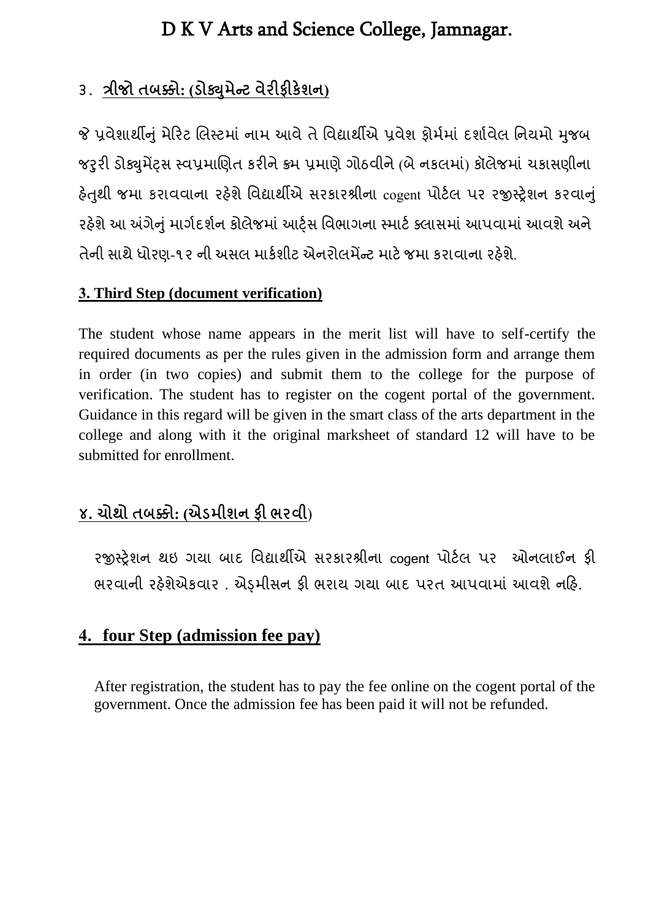# D K V Arts and Science College, Jamnagar.

## ૩. **ત્રીજો તબક્કો: (ડોક્યુમેન્ટ વેરીફીકેશન)**

જે પ્રવેશાર્થીનું મેરિટ લિસ્ટમાં નામ આવે તે વિદ્યાર્થીએ પ્રવેશ ફોર્મમાં દર્શાવેલ નિયમો મુજબ જરૂરી ડોક્યુમેંટ્સ સ્વપ્રમાણિત કરીને ક્રમ પ્રમાણે ગોઠવીને (બે નકલમાં) કૉલેજમાં ચકાસણીના હેતુથી જમા કરાવવાના રહેશે વિદ્યાર્થીએ સરકારશ્રીના cogent પોર્ટલ પર રજીસ્ટ્રેશન કરવાનું રહેશે આ અંગેનું માર્ગદર્શન કોલેજમાં આર્ટ્સ વિભાગના સ્માર્ટ ક્લાસમાં આપવામાં આવશે અને તેની સાથે ધોરણ-૧૨ ની અસલ માર્કશીટ એનરોલમેંન્ટ માટે જમા કરાવાના રહેશે.

### **3. Third Step (document verification)**

The student whose name appears in the merit list will have to self-certify the required documents as per the rules given in the admission form and arrange them in order (in two copies) and submit them to the college for the purpose of verification. The student has to register on the cogent portal of the government. Guidance in this regard will be given in the smart class of the arts department in the college and along with it the original marksheet of standard 12 will have to be submitted for enrollment.

## **૪. ચોથો તબક્કો: (એડમીશન ફી ભરવી)**

રજીસ્ટ્રેશન થઇ ગયા બાદ વિદ્યાર્થીએ સરકારશ્રીના cogent પોર્ટલ પર ઓનલાઈન ફી ભરવાની રહેશેએકવાર . એડ્મીસન ફી ભરાય ગયા બાદ પરત આપવામાં આવશે નહિ.

## **4. four Step (admission fee pay)**

After registration, the student has to pay the fee online on the cogent portal of the government. Once the admission fee has been paid it will not be refunded.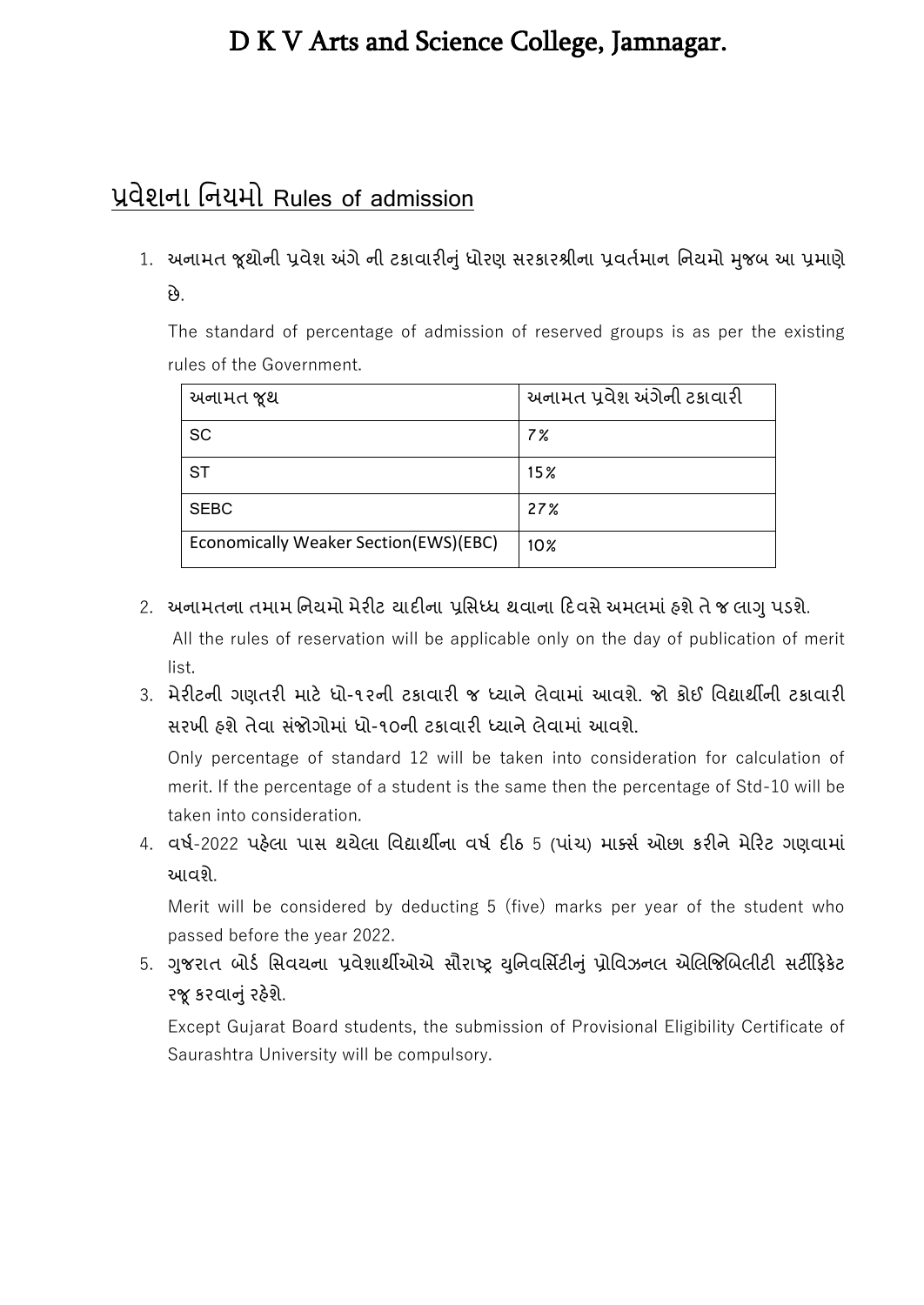# D K V Arts and Science College, Jamnagar.

## પ્રવેશના નિયમો Rules of admission

1. **અનામત જૂથોની પ્રવેશ અંગે ની ટકાવારીનું ધોરણ સરકારશ્રીના પ્રવર્તમાન નિયમો મુજબ આ પ્રમાણે છે.**

   The standard of percentage of admission of reserved groups is as per the existing rules of the Government.

   | અનામત જૂથ | અનામત પ્રવેશ અંગેની ટકાવારી |
   |---|---|
   | SC | 7% |
   | ST | 15% |
   | SEBC | 27% |
   | Economically Weaker Section(EWS)(EBC) | 10% |

2. **અનામતના તમામ નિયમો મેરીટ યાદીના પ્રસિધ્ધ થવાના દિવસે અમલમાં હશે તે જ લાગુ પડશે.**

   All the rules of reservation will be applicable only on the day of publication of merit list.

3. **મેરીટની ગણતરી માટે ધો-૧૨ની ટકાવારી જ ધ્યાને લેવામાં આવશે. જો કોઈ વિદ્યાર્થીની ટકાવારી સરખી હશે તેવા સંજોગોમાં ધો-૧૦ની ટકાવારી ધ્યાને લેવામાં આવશે.**

   Only percentage of standard 12 will be taken into consideration for calculation of merit. If the percentage of a student is the same then the percentage of Std-10 will be taken into consideration.

4. **વર્ષ-2022 પહેલા પાસ થયેલા વિદ્યાર્થીના વર્ષ દીઠ 5 (પાંચ) માર્ક્સ ઓછા કરીને મેરિટ ગણવામાં આવશે.**

   Merit will be considered by deducting 5 (five) marks per year of the student who passed before the year 2022.

5. **ગુજરાત બોર્ડ સિવયના પ્રવેશાર્થીઓએ સૌરાષ્ટ્ર યુનિવર્સિટીનું પ્રોવિઝનલ એલિજિબિલીટી સર્ટીફિકેટ રજૂ કરવાનું રહેશે.**

   Except Gujarat Board students, the submission of Provisional Eligibility Certificate of Saurashtra University will be compulsory.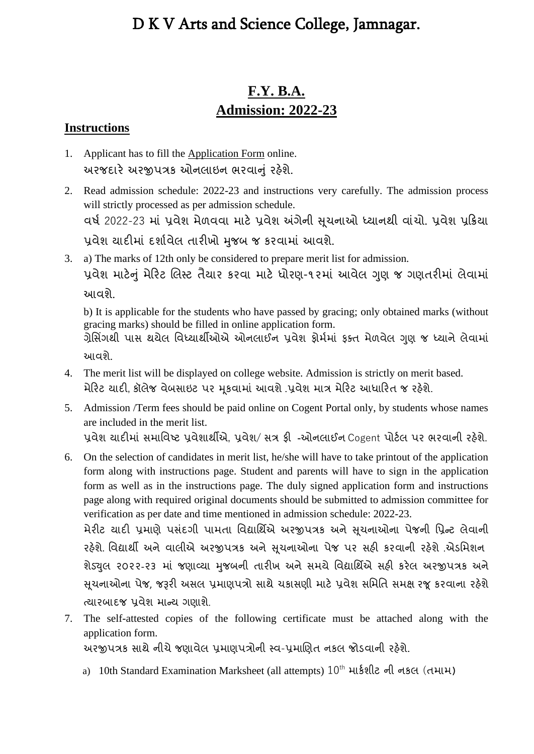# D K V Arts and Science College, Jamnagar.

## F.Y. B.A.
## Admission: 2022-23

### Instructions

1. Applicant has to fill the Application Form online.
   અરજદારે અરજીપત્રક ઓનલાઇન ભરવાનું રહેશે.
2. Read admission schedule: 2022-23 and instructions very carefully. The admission process will strictly processed as per admission schedule.
   વર્ષ 2022-23 માં પ્રવેશ મેળવવા માટે પ્રવેશ અંગેની સૂચનાઓ ધ્યાનથી વાંચો. પ્રવેશ પ્રક્રિયા પ્રવેશ યાદીમાં દર્શાવેલ તારીખો મુજબ જ કરવામાં આવશે.
3. a) The marks of 12th only be considered to prepare merit list for admission.
   પ્રવેશ માટેનું મેરિટ લિસ્ટ તૈયાર કરવા માટે ધોરણ-૧૨માં આવેલ ગુણ જ ગણતરીમાં લેવામાં આવશે.

   b) It is applicable for the students who have passed by gracing; only obtained marks (without gracing marks) should be filled in online application form.
   ગ્રેસિંગથી પાસ થયેલ વિધ્યાર્થીઓએ ઓનલાઈન પ્રવેશ ફોર્મમાં ફક્ત મેળવેલ ગુણ જ ધ્યાને લેવામાં આવશે.
4. The merit list will be displayed on college website. Admission is strictly on merit based.
   મેરિટ યાદી, કૉલેજ વેબસાઇટ પર મૂકવામાં આવશે .પ્રવેશ માત્ર મેરિટ આધારિત જ રહેશે.
5. Admission /Term fees should be paid online on Cogent Portal only, by students whose names are included in the merit list.
   પ્રવેશ યાદીમાં સમાવિષ્ટ પ્રવેશાર્થીએ, પ્રવેશ/ સત્ર ફી -ઓનલાઈન Cogent પોર્ટલ પર ભરવાની રહેશે.
6. On the selection of candidates in merit list, he/she will have to take printout of the application form along with instructions page. Student and parents will have to sign in the application form as well as in the instructions page. The duly signed application form and instructions page along with required original documents should be submitted to admission committee for verification as per date and time mentioned in admission schedule: 2022-23.
   મેરીટ યાદી પ્રમાણે પસંદગી પામતા વિદ્યાર્થિએ અરજીપત્રક અને સૂચનાઓના પેજની પ્રિન્ટ લેવાની રહેશે. વિદ્યાર્થી અને વાલીએ અરજીપત્રક અને સૂચનાઓના પેજ પર સહી કરવાની રહેશે .એડમિશન શેડ્યુલ ૨૦૨૨-૨૩ માં જણાવ્યા મુજબની તારીખ અને સમયે વિદ્યાર્થિએ સહી કરેલ અરજીપત્રક અને સૂચનાઓના પેજ, જરૂરી અસલ પ્રમાણપત્રો સાથે ચકાસણી માટે પ્રવેશ સમિતિ સમક્ષ રજૂ કરવાના રહેશે ત્યારબાદજ પ્રવેશ માન્ય ગણાશે.
7. The self-attested copies of the following certificate must be attached along with the application form.
   અરજીપત્રક સાથે નીચે જણાવેલ પ્રમાણપત્રોની સ્વ-પ્રમાણિત નકલ જોડવાની રહેશે.

   a) 10th Standard Examination Marksheet (all attempts) 10th માર્કશીટ ની નકલ (તમામ)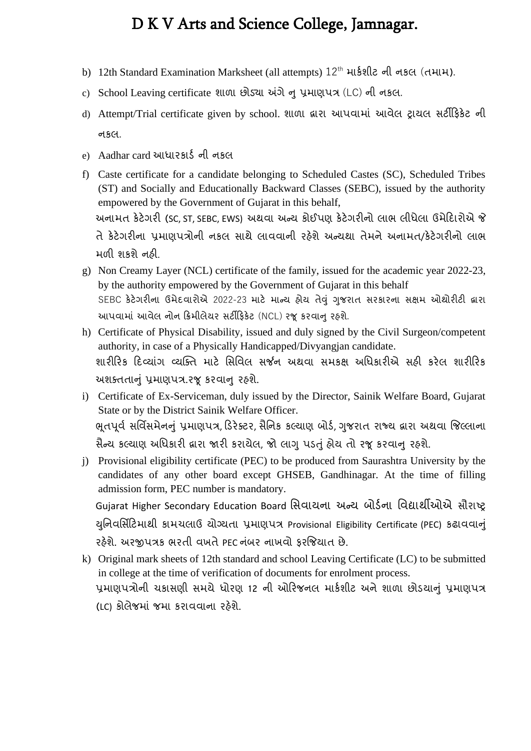# D K V Arts and Science College, Jamnagar.

b) 12th Standard Examination Marksheet (all attempts) 12th માર્કશીટ ની નકલ (તમામ).

c) School Leaving certificate શાળા છોડ્યા અંગે નુ પ્રમાણપત્ર (LC) ની નકલ.

d) Attempt/Trial certificate given by school. શાળા દ્વારા આપવામાં આવેલ ટ્રાયલ સર્ટીફિકેટ ની નકલ.

e) Aadhar card આધારકાર્ડ ની નકલ

f) Caste certificate for a candidate belonging to Scheduled Castes (SC), Scheduled Tribes (ST) and Socially and Educationally Backward Classes (SEBC), issued by the authority empowered by the Government of Gujarat in this behalf,
અનામત કેટેગરી (SC, ST, SEBC, EWS) અથવા અન્ય કોઈપણ કેટેગરીનો લાભ લીધેલા ઉમેદિરોએ જે તે કેટેગરીના પ્રમાણપત્રોની નકલ સાથે લાવવાની રહેશે અન્યથા તેમને અનામત/કેટેગરીનો લાભ મળી શકશે નહી.

g) Non Creamy Layer (NCL) certificate of the family, issued for the academic year 2022-23, by the authority empowered by the Government of Gujarat in this behalf
SEBC કેટેગરીના ઉમેદવારોએ 2022-23 માટે માન્ય હોય તેવું ગુજરાત સરકારના સક્ષમ ઓથોરીટી દ્વારા આપવામાં આવેલ નોન ક્રિમીલેયર સર્ટીફિકેટ (NCL) રજૂ કરવાનુ રહશે.

h) Certificate of Physical Disability, issued and duly signed by the Civil Surgeon/competent authority, in case of a Physically Handicapped/Divyangjan candidate.
શારીરિક દિવ્યાંગ વ્યક્તિ માટે સિવિલ સર્જન અથવા સમકક્ષ અધિકારીએ સહી કરેલ શારીરિક અશક્તતાનું પ્રમાણપત્ર.રજૂ કરવાનુ રહશે.

i) Certificate of Ex-Serviceman, duly issued by the Director, Sainik Welfare Board, Gujarat State or by the District Sainik Welfare Officer.
ભૂતપૂર્વ સર્વિસમેનનું પ્રમાણપત્ર, ડિરેક્ટર, સૈનિક કલ્યાણ બોર્ડ, ગુજરાત રાજ્ય દ્વારા અથવા જિલ્લાના સૈન્ય કલ્યાણ અધિકારી દ્વારા જારી કરાયેલ, જો લાગુ પડતું હોય તો રજૂ કરવાનુ રહશે.

j) Provisional eligibility certificate (PEC) to be produced from Saurashtra University by the candidates of any other board except GHSEB, Gandhinagar. At the time of filling admission form, PEC number is mandatory.
Gujarat Higher Secondary Education Board સિવાયના અન્ય બોર્ડના વિદ્યાર્થીઓએ સૌરાષ્ટ્ર યુનિવર્સિટિમાથી કામચલાઉ યોગ્યતા પ્રમાણપત્ર Provisional Eligibility Certificate (PEC) કઢાવવાનું રહેશે. અરજીપત્રક ભરતી વખતે PEC નંબર નાખવો ફરજિયાત છે.

k) Original mark sheets of 12th standard and school Leaving Certificate (LC) to be submitted in college at the time of verification of documents for enrolment process.
પ્રમાણપત્રોની ચકાસણી સમયે ધોરણ 12 ની ઓરિજનલ માર્કશીટ અને શાળા છોડયાનું પ્રમાણપત્ર (LC) કોલેજમાં જમા કરાવવાના રહેશે.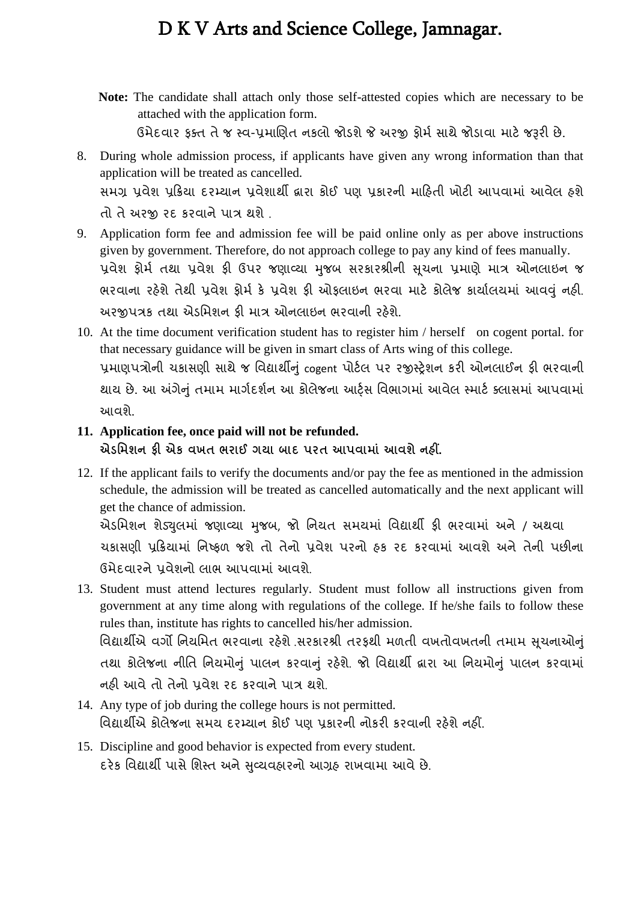# D K V Arts and Science College, Jamnagar.

**Note:** The candidate shall attach only those self-attested copies which are necessary to be attached with the application form.
ઉમેદવાર ફક્ત તે જ સ્વ-પ્રમાણિત નકલો જોડશે જે અરજી ફોર્મ સાથે જોડાવા માટે જરૂરી છે.

8. During whole admission process, if applicants have given any wrong information than that application will be treated as cancelled.
   સમગ્ર પ્રવેશ પ્રક્રિયા દરમ્યાન પ્રવેશાર્થી દ્વારા કોઈ પણ પ્રકારની માહિતી ખોટી આપવામાં આવેલ હશે તો તે અરજી રદ કરવાને પાત્ર થશે .
9. Application form fee and admission fee will be paid online only as per above instructions given by government. Therefore, do not approach college to pay any kind of fees manually.
   પ્રવેશ ફોર્મ તથા પ્રવેશ ફી ઉપર જણાવ્યા મુજબ સરકારશ્રીની સૂચના પ્રમાણે માત્ર ઓનલાઇન જ ભરવાના રહેશે તેથી પ્રવેશ ફોર્મ કે પ્રવેશ ફી ઓફલાઇન ભરવા માટે કોલેજ કાર્યાલયમાં આવવું નહી. અરજીપત્રક તથા એડમિશન ફી માત્ર ઓનલાઇન ભરવાની રહેશે.
10. At the time document verification student has to register him / herself on cogent portal. for that necessary guidance will be given in smart class of Arts wing of this college.
    પ્રમાણપત્રોની ચકાસણી સાથે જ વિદ્યાર્થીનું cogent પોર્ટલ પર રજીસ્ટ્રેશન કરી ઓનલાઈન ફી ભરવાની થાય છે. આ અંગેનું તમામ માર્ગદર્શન આ કોલેજના આર્ટ્સ વિભાગમાં આવેલ સ્માર્ટ ક્લાસમાં આપવામાં આવશે.
11. **Application fee, once paid will not be refunded.**
    **એડમિશન ફી એક વખત ભરાઈ ગયા બાદ પરત આપવામાં આવશે નહીં.**
12. If the applicant fails to verify the documents and/or pay the fee as mentioned in the admission schedule, the admission will be treated as cancelled automatically and the next applicant will get the chance of admission.
    એડમિશન શેડ્યુલમાં જણાવ્યા મુજબ, જો નિયત સમયમાં વિદ્યાર્થી ફી ભરવામાં અને / અથવા ચકાસણી પ્રક્રિયામાં નિષ્ફળ જશે તો તેનો પ્રવેશ પરનો હક રદ કરવામાં આવશે અને તેની પછીના ઉમેદવારને પ્રવેશનો લાભ આપવામાં આવશે.
13. Student must attend lectures regularly. Student must follow all instructions given from government at any time along with regulations of the college. If he/she fails to follow these rules than, institute has rights to cancelled his/her admission.
    વિદ્યાર્થીએ વર્ગો નિયમિત ભરવાના રહેશે .સરકારશ્રી તરફથી મળતી વખતોવખતની તમામ સૂચનાઓનું તથા કોલેજના નીતિ નિયમોનું પાલન કરવાનું રહેશે. જો વિદ્યાર્થી દ્વારા આ નિયમોનું પાલન કરવામાં નહી આવે તો તેનો પ્રવેશ રદ કરવાને પાત્ર થશે.
14. Any type of job during the college hours is not permitted.
    વિદ્યાર્થીએ કોલેજના સમય દરમ્યાન કોઈ પણ પ્રકારની નોકરી કરવાની રહેશે નહીં.
15. Discipline and good behavior is expected from every student.
    દરેક વિદ્યાર્થી પાસે શિસ્ત અને સુવ્યવહારનો આગ્રહ રાખવામા આવે છે.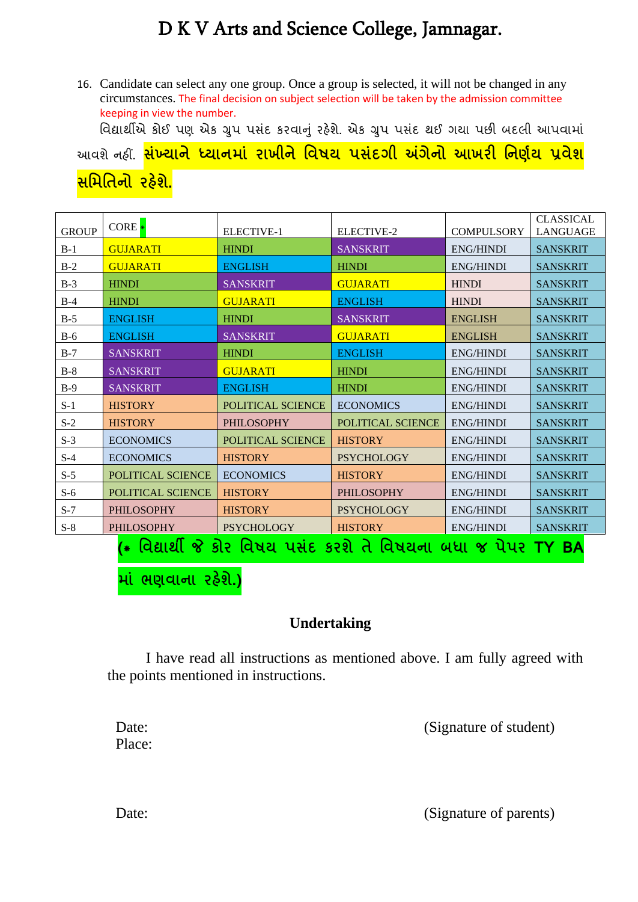# D K V Arts and Science College, Jamnagar.

16. Candidate can select any one group. Once a group is selected, it will not be changed in any circumstances. The final decision on subject selection will be taken by the admission committee keeping in view the number.
વિદ્યાર્થીએ કોઈ પણ એક ગ્રુપ પસંદ કરવાનું રહેશે. એક ગ્રુપ પસંદ થઈ ગયા પછી બદલી આપવામાં આવશે નહીં. **સંખ્યાને ધ્યાનમાં રાખીને વિષય પસંદગી અંગેનો આખરી નિર્ણય પ્રવેશ સમિતિનો રહેશે.**

| GROUP | CORE * | ELECTIVE-1 | ELECTIVE-2 | COMPULSORY | CLASSICAL LANGUAGE |
|---|---|---|---|---|---|
| B-1 | GUJARATI | HINDI | SANSKRIT | ENG/HINDI | SANSKRIT |
| B-2 | GUJARATI | ENGLISH | HINDI | ENG/HINDI | SANSKRIT |
| B-3 | HINDI | SANSKRIT | GUJARATI | HINDI | SANSKRIT |
| B-4 | HINDI | GUJARATI | ENGLISH | HINDI | SANSKRIT |
| B-5 | ENGLISH | HINDI | SANSKRIT | ENGLISH | SANSKRIT |
| B-6 | ENGLISH | SANSKRIT | GUJARATI | ENGLISH | SANSKRIT |
| B-7 | SANSKRIT | HINDI | ENGLISH | ENG/HINDI | SANSKRIT |
| B-8 | SANSKRIT | GUJARATI | HINDI | ENG/HINDI | SANSKRIT |
| B-9 | SANSKRIT | ENGLISH | HINDI | ENG/HINDI | SANSKRIT |
| S-1 | HISTORY | POLITICAL SCIENCE | ECONOMICS | ENG/HINDI | SANSKRIT |
| S-2 | HISTORY | PHILOSOPHY | POLITICAL SCIENCE | ENG/HINDI | SANSKRIT |
| S-3 | ECONOMICS | POLITICAL SCIENCE | HISTORY | ENG/HINDI | SANSKRIT |
| S-4 | ECONOMICS | HISTORY | PSYCHOLOGY | ENG/HINDI | SANSKRIT |
| S-5 | POLITICAL SCIENCE | ECONOMICS | HISTORY | ENG/HINDI | SANSKRIT |
| S-6 | POLITICAL SCIENCE | HISTORY | PHILOSOPHY | ENG/HINDI | SANSKRIT |
| S-7 | PHILOSOPHY | HISTORY | PSYCHOLOGY | ENG/HINDI | SANSKRIT |
| S-8 | PHILOSOPHY | PSYCHOLOGY | HISTORY | ENG/HINDI | SANSKRIT |

**(* વિદ્યાર્થી જે કોર વિષય પસંદ કરશે તે વિષયના બધા જ પેપર TY BA માં ભણવાના રહેશે.)**

## Undertaking

I have read all instructions as mentioned above. I am fully agreed with the points mentioned in instructions.

Date: (Signature of student)
Place:

Date: (Signature of parents)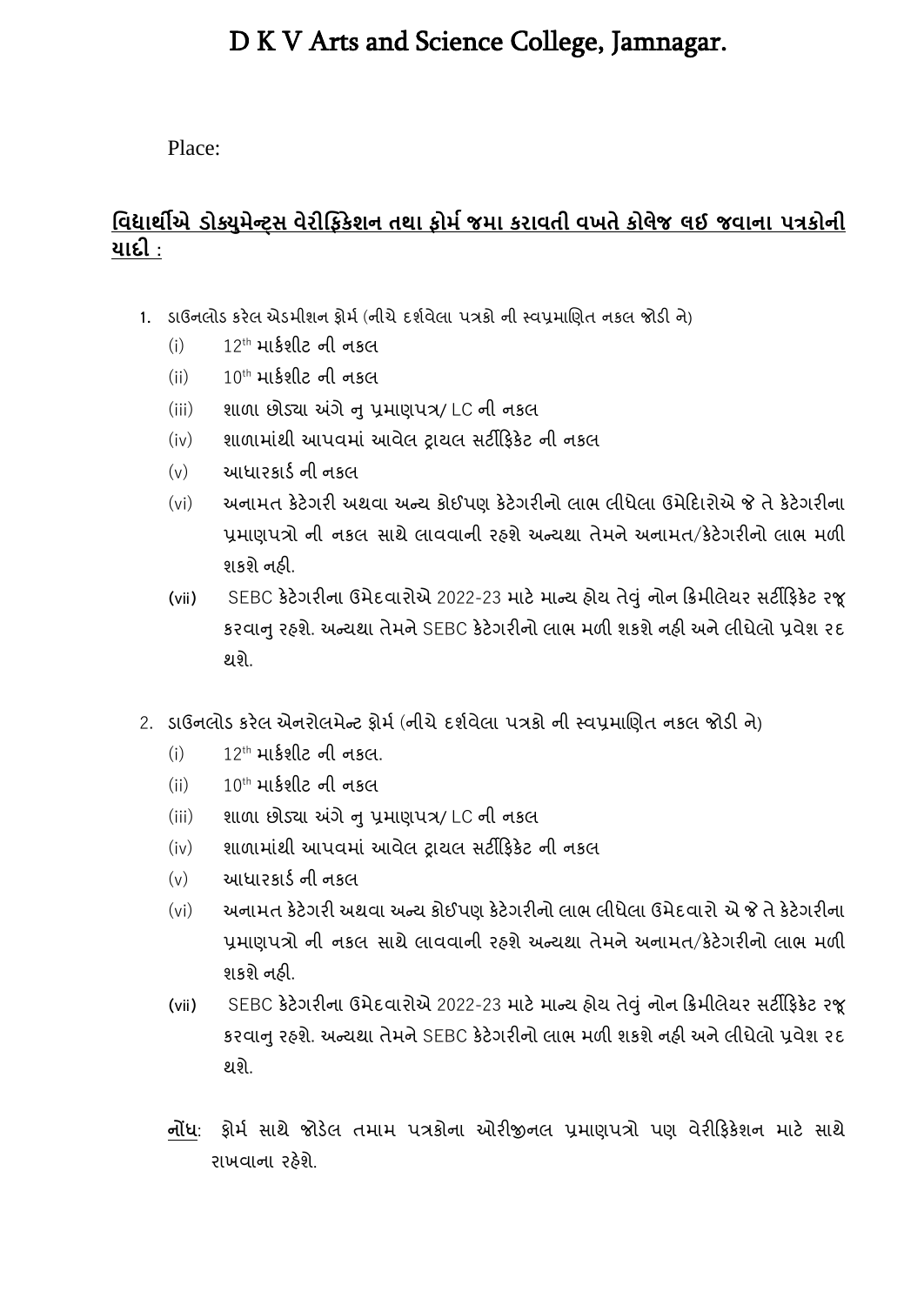# D K V Arts and Science College, Jamnagar.

Place:

**<u>વિદ્યાર્થીએ ડોક્યુમેન્ટ્સ વેરીફિકેશન તથા ફોર્મ જમા કરાવતી વખતે કોલેજ લઈ જવાના પત્રકોની યાદી</u>** :

1. ડાઉનલોડ કરેલ એડમીશન ફોર્મ (નીચે દર્શવેલા પત્રકો ની સ્વપ્રમાણિત નકલ જોડી ને)
   - (i) 12th માર્કશીટ ની નકલ
   - (ii) 10th માર્કશીટ ની નકલ
   - (iii) શાળા છોડ્યા અંગે નુ પ્રમાણપત્ર/ LC ની નકલ
   - (iv) શાળામાંથી આપવમાં આવેલ ટ્રાયલ સર્ટીફિકેટ ની નકલ
   - (v) આધારકાર્ડ ની નકલ
   - (vi) અનામત કેટેગરી અથવા અન્ય કોઈપણ કેટેગરીનો લાભ લીધેલા ઉમેદિારોએ જે તે કેટેગરીના પ્રમાણપત્રો ની નકલ સાથે લાવવાની રહશે અન્યથા તેમને અનામત/કેટેગરીનો લાભ મળી શકશે નહી.
   - (vii) SEBC કેટેગરીના ઉમેદવારોએ 2022-23 માટે માન્ય હોય તેવું નોન ક્રિમીલેયર સર્ટીફિકેટ રજૂ કરવાનુ રહશે. અન્યથા તેમને SEBC કેટેગરીનો લાભ મળી શકશે નહી અને લીધેલો પ્રવેશ રદ થશે.

2. ડાઉનલોડ કરેલ એનરોલમેન્ટ ફોર્મ (નીચે દર્શવેલા પત્રકો ની સ્વપ્રમાણિત નકલ જોડી ને)
   - (i) 12th માર્કશીટ ની નકલ.
   - (ii) 10th માર્કશીટ ની નકલ
   - (iii) શાળા છોડ્યા અંગે નુ પ્રમાણપત્ર/ LC ની નકલ
   - (iv) શાળામાંથી આપવમાં આવેલ ટ્રાયલ સર્ટીફિકેટ ની નકલ
   - (v) આધારકાર્ડ ની નકલ
   - (vi) અનામત કેટેગરી અથવા અન્ય કોઈપણ કેટેગરીનો લાભ લીધેલા ઉમેદવારો એ જે તે કેટેગરીના પ્રમાણપત્રો ની નકલ સાથે લાવવાની રહશે અન્યથા તેમને અનામત/કેટેગરીનો લાભ મળી શકશે નહી.
   - (vii) SEBC કેટેગરીના ઉમેદવારોએ 2022-23 માટે માન્ય હોય તેવું નોન ક્રિમીલેયર સર્ટીફિકેટ રજૂ કરવાનુ રહશે. અન્યથા તેમને SEBC કેટેગરીનો લાભ મળી શકશે નહી અને લીધેલો પ્રવેશ રદ થશે.

**<u>નોંધ</u>**: ફોર્મ સાથે જોડેલ તમામ પત્રકોના ઓરીજીનલ પ્રમાણપત્રો પણ વેરીફિકેશન માટે સાથે રાખવાના રહેશે.